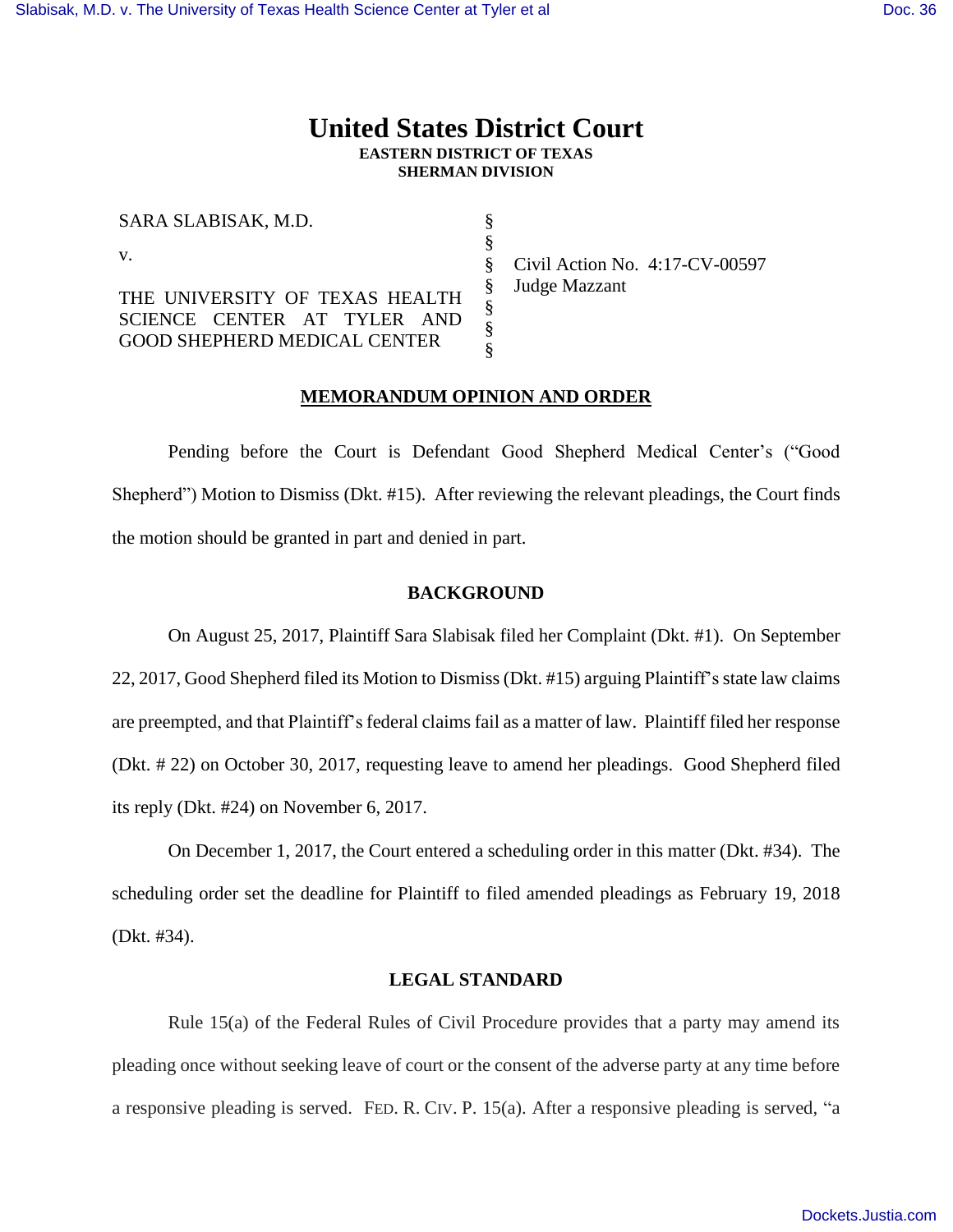# United States District Court
**EASTERN DISTRICT OF TEXAS**
**SHERMAN DIVISION**

| | | |
|---|---|---|
| SARA SLABISAK, M.D. | § | |
| v. | § | Civil Action No. 4:17-CV-00597 |
| THE UNIVERSITY OF TEXAS HEALTH SCIENCE CENTER AT TYLER AND GOOD SHEPHERD MEDICAL CENTER | § | Judge Mazzant |

**MEMORANDUM OPINION AND ORDER**

Pending before the Court is Defendant Good Shepherd Medical Center's ("Good Shepherd") Motion to Dismiss (Dkt. #15). After reviewing the relevant pleadings, the Court finds the motion should be granted in part and denied in part.

**BACKGROUND**

On August 25, 2017, Plaintiff Sara Slabisak filed her Complaint (Dkt. #1). On September 22, 2017, Good Shepherd filed its Motion to Dismiss (Dkt. #15) arguing Plaintiff's state law claims are preempted, and that Plaintiff's federal claims fail as a matter of law. Plaintiff filed her response (Dkt. # 22) on October 30, 2017, requesting leave to amend her pleadings. Good Shepherd filed its reply (Dkt. #24) on November 6, 2017.

On December 1, 2017, the Court entered a scheduling order in this matter (Dkt. #34). The scheduling order set the deadline for Plaintiff to filed amended pleadings as February 19, 2018 (Dkt. #34).

**LEGAL STANDARD**

Rule 15(a) of the Federal Rules of Civil Procedure provides that a party may amend its pleading once without seeking leave of court or the consent of the adverse party at any time before a responsive pleading is served. FED. R. CIV. P. 15(a). After a responsive pleading is served, "a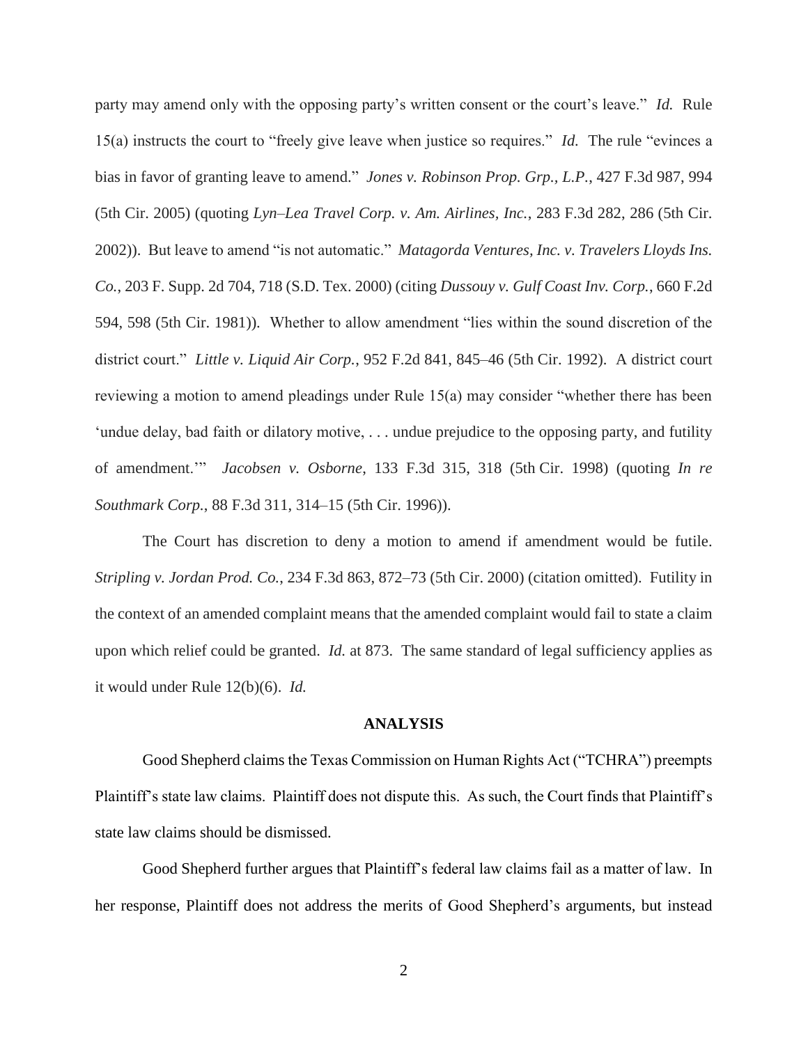party may amend only with the opposing party's written consent or the court's leave." *Id.* Rule 15(a) instructs the court to "freely give leave when justice so requires." *Id.* The rule "evinces a bias in favor of granting leave to amend." *Jones v. Robinson Prop. Grp., L.P.*, 427 F.3d 987, 994 (5th Cir. 2005) (quoting *Lyn–Lea Travel Corp. v. Am. Airlines, Inc.*, 283 F.3d 282, 286 (5th Cir. 2002)). But leave to amend "is not automatic." *Matagorda Ventures, Inc. v. Travelers Lloyds Ins. Co.*, 203 F. Supp. 2d 704, 718 (S.D. Tex. 2000) (citing *Dussouy v. Gulf Coast Inv. Corp.*, 660 F.2d 594, 598 (5th Cir. 1981)). Whether to allow amendment "lies within the sound discretion of the district court." *Little v. Liquid Air Corp.*, 952 F.2d 841, 845–46 (5th Cir. 1992). A district court reviewing a motion to amend pleadings under Rule 15(a) may consider "whether there has been 'undue delay, bad faith or dilatory motive, . . . undue prejudice to the opposing party, and futility of amendment.'" *Jacobsen v. Osborne*, 133 F.3d 315, 318 (5th Cir. 1998) (quoting *In re Southmark Corp.*, 88 F.3d 311, 314–15 (5th Cir. 1996)).

The Court has discretion to deny a motion to amend if amendment would be futile. *Stripling v. Jordan Prod. Co.*, 234 F.3d 863, 872–73 (5th Cir. 2000) (citation omitted). Futility in the context of an amended complaint means that the amended complaint would fail to state a claim upon which relief could be granted. *Id.* at 873. The same standard of legal sufficiency applies as it would under Rule 12(b)(6). *Id.*

## ANALYSIS

Good Shepherd claims the Texas Commission on Human Rights Act ("TCHRA") preempts Plaintiff's state law claims. Plaintiff does not dispute this. As such, the Court finds that Plaintiff's state law claims should be dismissed.

Good Shepherd further argues that Plaintiff's federal law claims fail as a matter of law. In her response, Plaintiff does not address the merits of Good Shepherd's arguments, but instead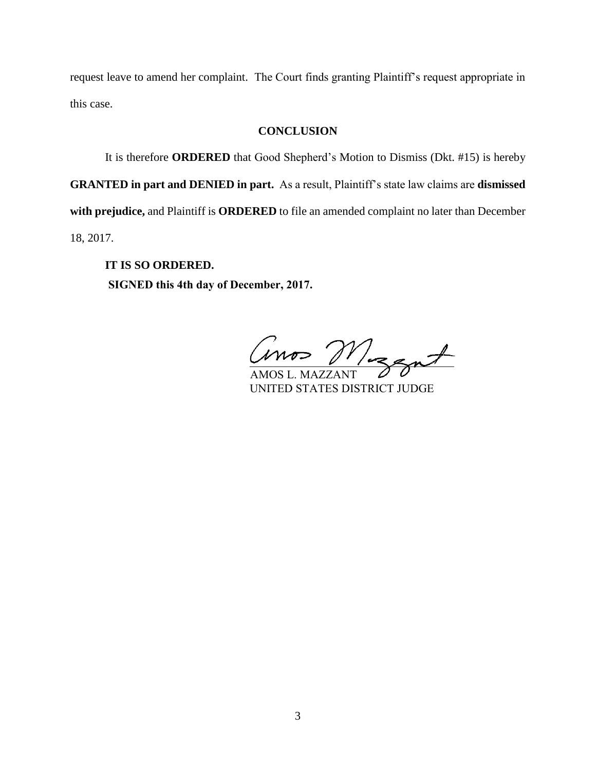request leave to amend her complaint. The Court finds granting Plaintiff's request appropriate in this case.

## CONCLUSION

It is therefore **ORDERED** that Good Shepherd's Motion to Dismiss (Dkt. #15) is hereby **GRANTED in part and DENIED in part.** As a result, Plaintiff's state law claims are **dismissed with prejudice,** and Plaintiff is **ORDERED** to file an amended complaint no later than December 18, 2017.

**IT IS SO ORDERED.**

**SIGNED this 4th day of December, 2017.**

AMOS L. MAZZANT
UNITED STATES DISTRICT JUDGE